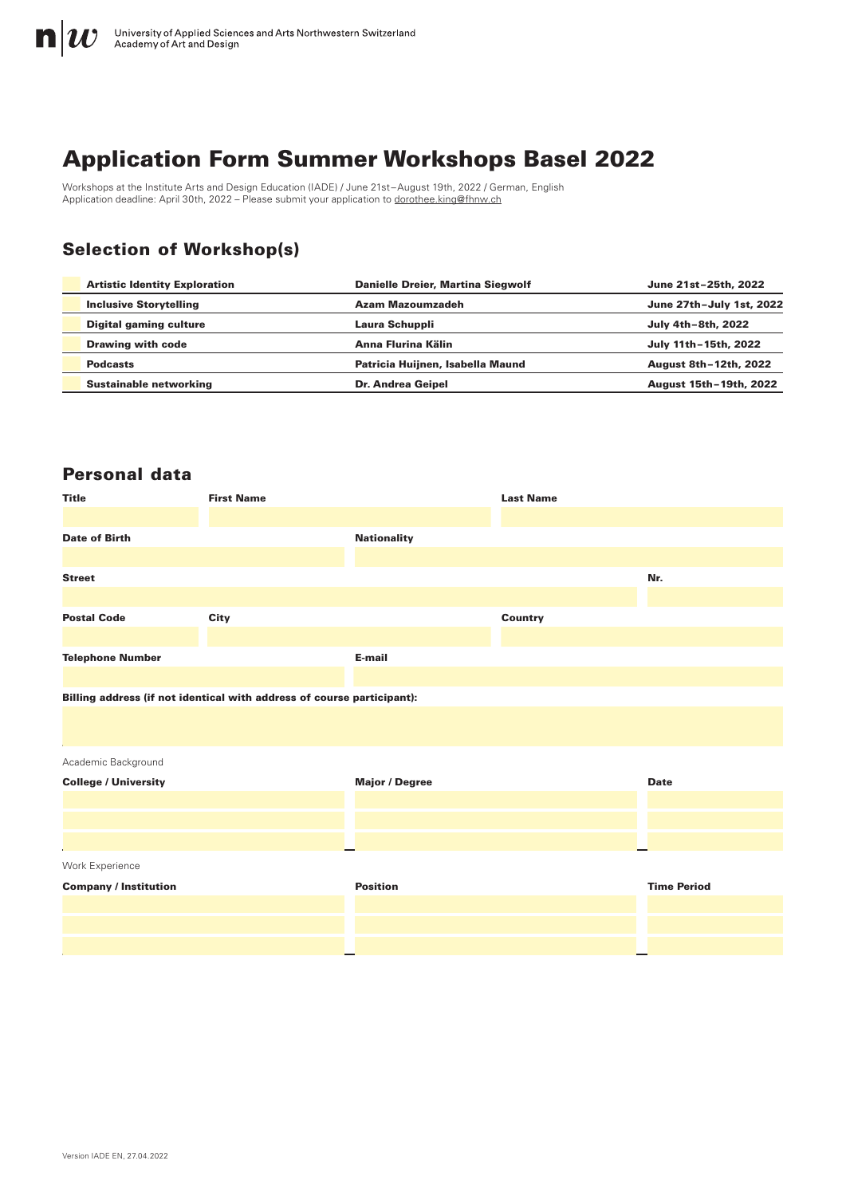University of Applied Sciences and Arts Northwestern Switzerland
Academy of Art and Design

# Application Form Summer Workshops Basel 2022

Workshops at the Institute Arts and Design Education (IADE) / June 21st–August 19th, 2022 / German, English
Application deadline: April 30th, 2022 – Please submit your application to dorothee.king@fhnw.ch

## Selection of Workshop(s)

| | Workshop | Instructor(s) | Dates |
|---|---|---|---|
| | **Artistic Identity Exploration** | **Danielle Dreier, Martina Siegwolf** | **June 21st–25th, 2022** |
| | **Inclusive Storytelling** | **Azam Mazoumzadeh** | **June 27th–July 1st, 2022** |
| | **Digital gaming culture** | **Laura Schuppli** | **July 4th–8th, 2022** |
| | **Drawing with code** | **Anna Flurina Kälin** | **July 11th–15th, 2022** |
| | **Podcasts** | **Patricia Huijnen, Isabella Maund** | **August 8th–12th, 2022** |
| | **Sustainable networking** | **Dr. Andrea Geipel** | **August 15th–19th, 2022** |

## Personal data

| **Title** | **First Name** | **Last Name** |
|---|---|---|
| | | |

| **Date of Birth** | **Nationality** |
|---|---|
| | |

| **Street** | **Nr.** |
|---|---|
| | |

| **Postal Code** | **City** | **Country** |
|---|---|---|
| | | |

| **Telephone Number** | **E-mail** |
|---|---|
| | |

**Billing address (if not identical with address of course participant):**

Academic Background

| **College / University** | **Major / Degree** | **Date** |
|---|---|---|
| | | |
| | | |
| | | |

Work Experience

| **Company / Institution** | **Position** | **Time Period** |
|---|---|---|
| | | |
| | | |
| | | |

Version IADE EN, 27.04.2022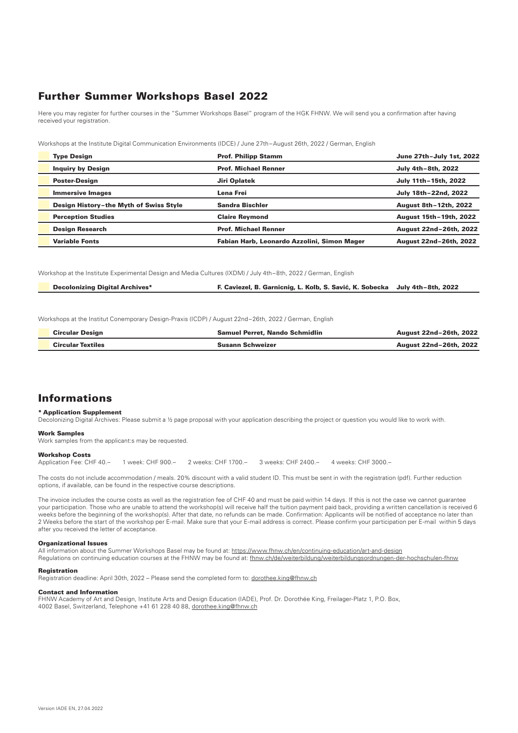## Further Summer Workshops Basel 2022

Here you may register for further courses in the "Summer Workshops Basel" program of the HGK FHNW. We will send you a confirmation after having received your registration.

Workshops at the Institute Digital Communication Environments (IDCE) / June 27th–August 26th, 2022 / German, English

| | | |
|---|---|---|
| **Type Design** | **Prof. Philipp Stamm** | **June 27th–July 1st, 2022** |
| **Inquiry by Design** | **Prof. Michael Renner** | **July 4th–8th, 2022** |
| **Poster-Design** | **Jiri Oplatek** | **July 11th–15th, 2022** |
| **Immersive Images** | **Lena Frei** | **July 18th–22nd, 2022** |
| **Design History–the Myth of Swiss Style** | **Sandra Bischler** | **August 8th–12th, 2022** |
| **Perception Studies** | **Claire Reymond** | **August 15th–19th, 2022** |
| **Design Research** | **Prof. Michael Renner** | **August 22nd–26th, 2022** |
| **Variable Fonts** | **Fabian Harb, Leonardo Azzolini, Simon Mager** | **August 22nd–26th, 2022** |

Workshop at the Institute Experimental Design and Media Cultures (IXDM) / July 4th–8th, 2022 / German, English

| | | |
|---|---|---|
| **Decolonizing Digital Archives*** | **F. Caviezel, B. Garnicnig, L. Kolb, S. Savić, K. Sobecka** | **July 4th–8th, 2022** |

Workshops at the Institut Conemporary Design-Praxis (ICDP) / August 22nd–26th, 2022 / German, English

| | | |
|---|---|---|
| **Circular Design** | **Samuel Perret, Nando Schmidlin** | **August 22nd–26th, 2022** |
| **Circular Textiles** | **Susann Schweizer** | **August 22nd–26th, 2022** |

## Informations

**\* Application Supplement**
Decolonizing Digital Archives: Please submit a ½ page proposal with your application describing the project or question you would like to work with.

**Work Samples**
Work samples from the applicant:s may be requested.

**Workshop Costs**
Application Fee: CHF 40.– 1 week: CHF 900.– 2 weeks: CHF 1700.– 3 weeks: CHF 2400.– 4 weeks: CHF 3000.–

The costs do not include accommodation / meals. 20% discount with a valid student ID. This must be sent in with the registration (pdf). Further reduction options, if available, can be found in the respective course descriptions.

The invoice includes the course costs as well as the registration fee of CHF 40 and must be paid within 14 days. If this is not the case we cannot guarantee your participation. Those who are unable to attend the workshop(s) will receive half the tuition payment paid back, providing a written cancellation is received 6 weeks before the beginning of the workshop(s). After that date, no refunds can be made. Confirmation: Applicants will be notified of acceptance no later than 2 Weeks before the start of the workshop per E-mail. Make sure that your E-mail address is correct. Please confirm your participation per E-mail within 5 days after you received the letter of acceptance.

**Organizational Issues**
All information about the Summer Workshops Basel may be found at: https://www.fhnw.ch/en/continuing-education/art-and-design
Regulations on continuing education courses at the FHNW may be found at: fhnw.ch/de/weiterbildung/weiterbildungsordnungen-der-hochschulen-fhnw

**Registration**
Registration deadline: April 30th, 2022 – Please send the completed form to: dorothee.king@fhnw.ch

**Contact and Information**
FHNW Academy of Art and Design, Institute Arts and Design Education (IADE), Prof. Dr. Dorothée King, Freilager-Platz 1, P.O. Box, 4002 Basel, Switzerland, Telephone +41 61 228 40 88, dorothee.king@fhnw.ch

Version IADE EN, 27.04.2022